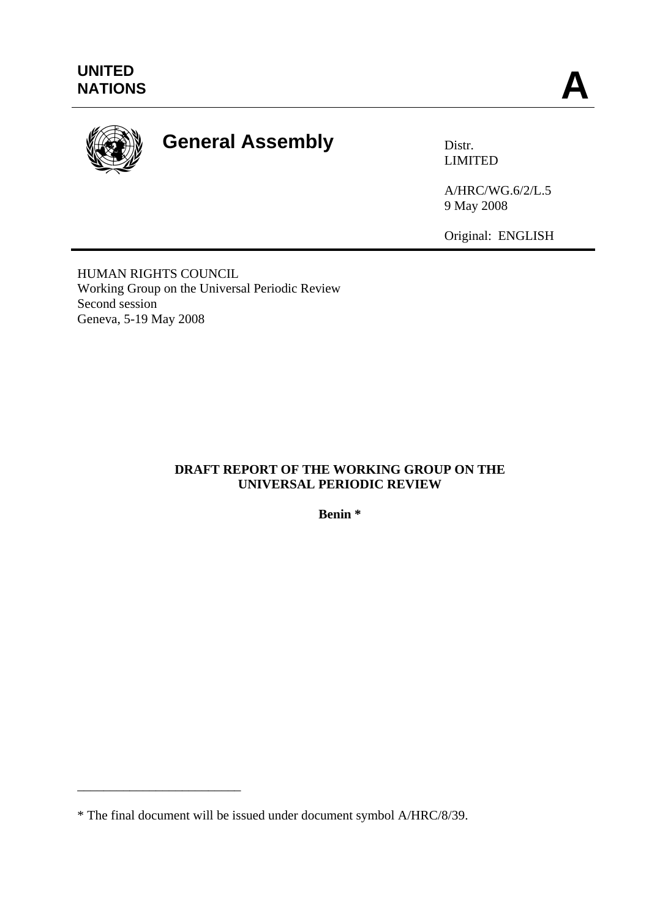UNITED NATIONS

# A

# General Assembly

Distr.
LIMITED

A/HRC/WG.6/2/L.5
9 May 2008

Original: ENGLISH

HUMAN RIGHTS COUNCIL
Working Group on the Universal Periodic Review
Second session
Geneva, 5-19 May 2008

**DRAFT REPORT OF THE WORKING GROUP ON THE UNIVERSAL PERIODIC REVIEW**

**Benin \***

---

\* The final document will be issued under document symbol A/HRC/8/39.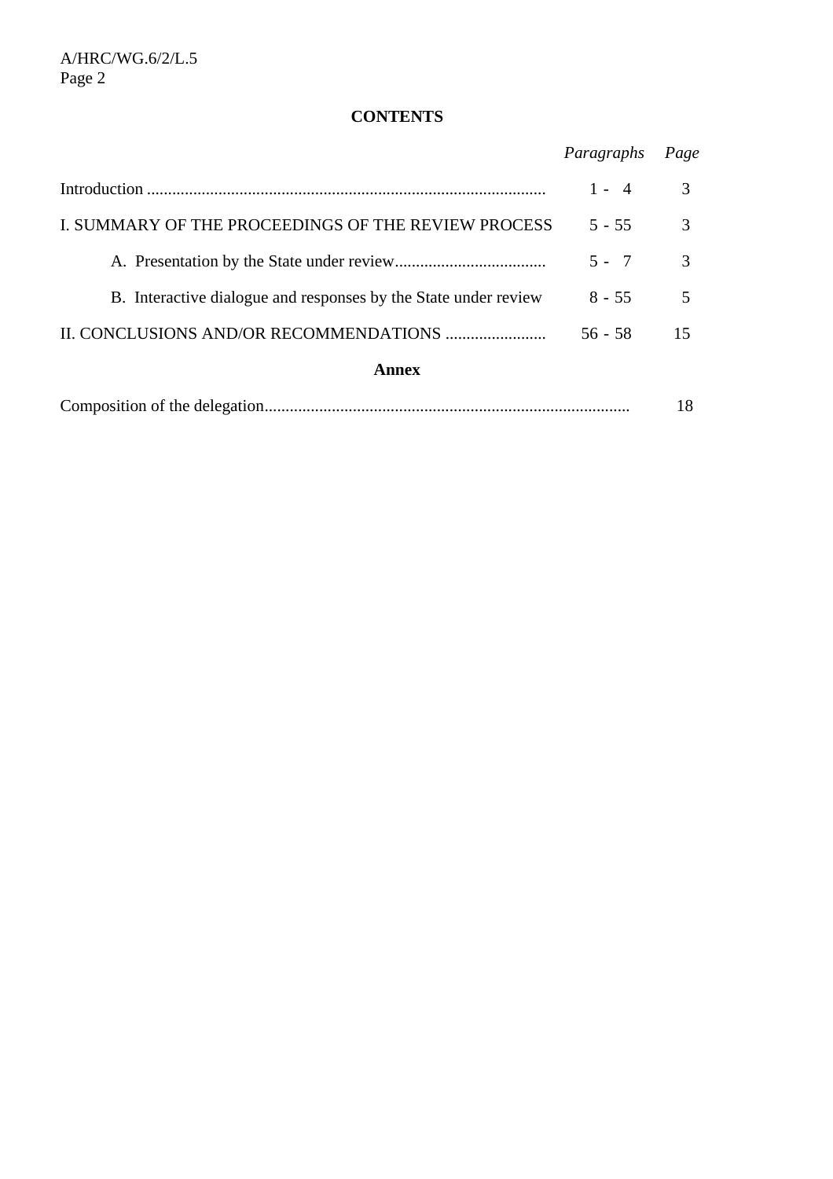**CONTENTS**

| | *Paragraphs* | *Page* |
|---|---|---|
| Introduction | 1 - 4 | 3 |
| I. SUMMARY OF THE PROCEEDINGS OF THE REVIEW PROCESS | 5 - 55 | 3 |
| A. Presentation by the State under review | 5 - 7 | 3 |
| B. Interactive dialogue and responses by the State under review | 8 - 55 | 5 |
| II. CONCLUSIONS AND/OR RECOMMENDATIONS | 56 - 58 | 15 |

**Annex**

| | |
|---|---|
| Composition of the delegation | 18 |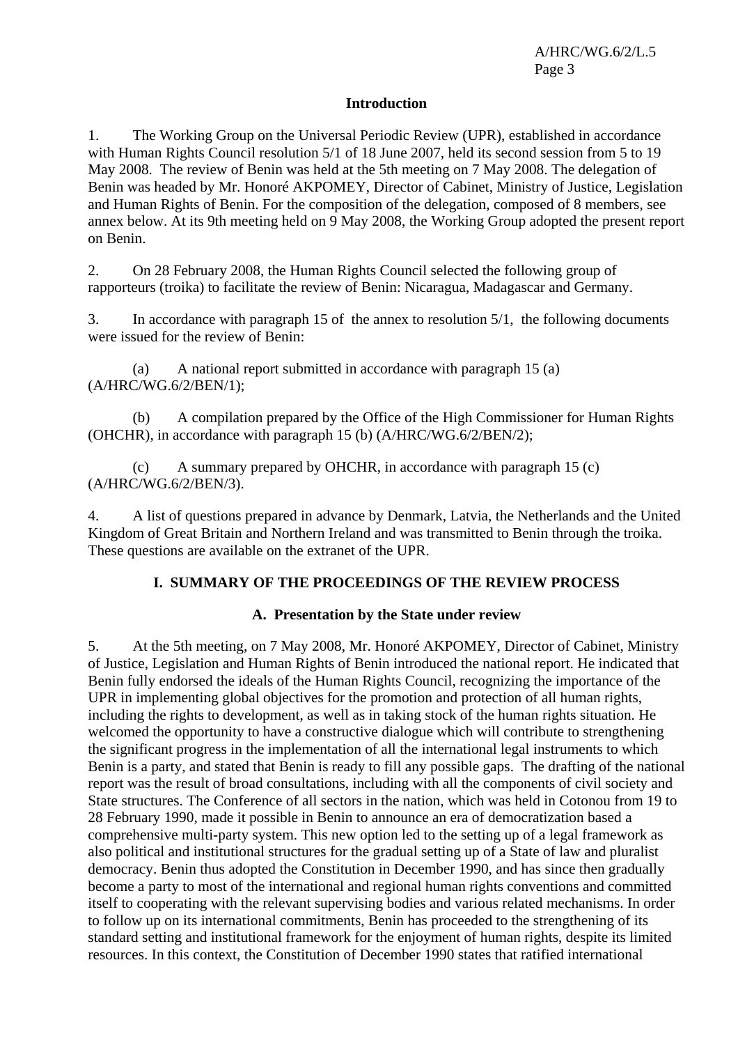## Introduction

1. The Working Group on the Universal Periodic Review (UPR), established in accordance with Human Rights Council resolution 5/1 of 18 June 2007, held its second session from 5 to 19 May 2008. The review of Benin was held at the 5th meeting on 7 May 2008. The delegation of Benin was headed by Mr. Honoré AKPOMEY, Director of Cabinet, Ministry of Justice, Legislation and Human Rights of Benin. For the composition of the delegation, composed of 8 members, see annex below. At its 9th meeting held on 9 May 2008, the Working Group adopted the present report on Benin.

2. On 28 February 2008, the Human Rights Council selected the following group of rapporteurs (troika) to facilitate the review of Benin: Nicaragua, Madagascar and Germany.

3. In accordance with paragraph 15 of the annex to resolution 5/1, the following documents were issued for the review of Benin:

(a) A national report submitted in accordance with paragraph 15 (a) (A/HRC/WG.6/2/BEN/1);

(b) A compilation prepared by the Office of the High Commissioner for Human Rights (OHCHR), in accordance with paragraph 15 (b) (A/HRC/WG.6/2/BEN/2);

(c) A summary prepared by OHCHR, in accordance with paragraph 15 (c) (A/HRC/WG.6/2/BEN/3).

4. A list of questions prepared in advance by Denmark, Latvia, the Netherlands and the United Kingdom of Great Britain and Northern Ireland and was transmitted to Benin through the troika. These questions are available on the extranet of the UPR.

## I. SUMMARY OF THE PROCEEDINGS OF THE REVIEW PROCESS

### A. Presentation by the State under review

5. At the 5th meeting, on 7 May 2008, Mr. Honoré AKPOMEY, Director of Cabinet, Ministry of Justice, Legislation and Human Rights of Benin introduced the national report. He indicated that Benin fully endorsed the ideals of the Human Rights Council, recognizing the importance of the UPR in implementing global objectives for the promotion and protection of all human rights, including the rights to development, as well as in taking stock of the human rights situation. He welcomed the opportunity to have a constructive dialogue which will contribute to strengthening the significant progress in the implementation of all the international legal instruments to which Benin is a party, and stated that Benin is ready to fill any possible gaps. The drafting of the national report was the result of broad consultations, including with all the components of civil society and State structures. The Conference of all sectors in the nation, which was held in Cotonou from 19 to 28 February 1990, made it possible in Benin to announce an era of democratization based a comprehensive multi-party system. This new option led to the setting up of a legal framework as also political and institutional structures for the gradual setting up of a State of law and pluralist democracy. Benin thus adopted the Constitution in December 1990, and has since then gradually become a party to most of the international and regional human rights conventions and committed itself to cooperating with the relevant supervising bodies and various related mechanisms. In order to follow up on its international commitments, Benin has proceeded to the strengthening of its standard setting and institutional framework for the enjoyment of human rights, despite its limited resources. In this context, the Constitution of December 1990 states that ratified international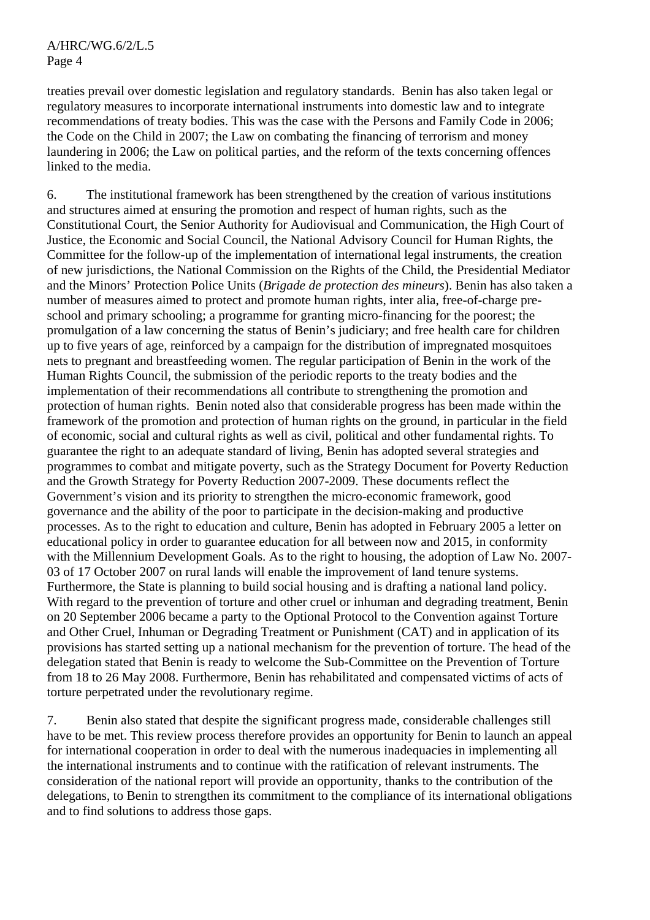treaties prevail over domestic legislation and regulatory standards. Benin has also taken legal or regulatory measures to incorporate international instruments into domestic law and to integrate recommendations of treaty bodies. This was the case with the Persons and Family Code in 2006; the Code on the Child in 2007; the Law on combating the financing of terrorism and money laundering in 2006; the Law on political parties, and the reform of the texts concerning offences linked to the media.

6. The institutional framework has been strengthened by the creation of various institutions and structures aimed at ensuring the promotion and respect of human rights, such as the Constitutional Court, the Senior Authority for Audiovisual and Communication, the High Court of Justice, the Economic and Social Council, the National Advisory Council for Human Rights, the Committee for the follow-up of the implementation of international legal instruments, the creation of new jurisdictions, the National Commission on the Rights of the Child, the Presidential Mediator and the Minors' Protection Police Units (*Brigade de protection des mineurs*). Benin has also taken a number of measures aimed to protect and promote human rights, inter alia, free-of-charge pre-school and primary schooling; a programme for granting micro-financing for the poorest; the promulgation of a law concerning the status of Benin's judiciary; and free health care for children up to five years of age, reinforced by a campaign for the distribution of impregnated mosquitoes nets to pregnant and breastfeeding women. The regular participation of Benin in the work of the Human Rights Council, the submission of the periodic reports to the treaty bodies and the implementation of their recommendations all contribute to strengthening the promotion and protection of human rights. Benin noted also that considerable progress has been made within the framework of the promotion and protection of human rights on the ground, in particular in the field of economic, social and cultural rights as well as civil, political and other fundamental rights. To guarantee the right to an adequate standard of living, Benin has adopted several strategies and programmes to combat and mitigate poverty, such as the Strategy Document for Poverty Reduction and the Growth Strategy for Poverty Reduction 2007-2009. These documents reflect the Government's vision and its priority to strengthen the micro-economic framework, good governance and the ability of the poor to participate in the decision-making and productive processes. As to the right to education and culture, Benin has adopted in February 2005 a letter on educational policy in order to guarantee education for all between now and 2015, in conformity with the Millennium Development Goals. As to the right to housing, the adoption of Law No. 2007-03 of 17 October 2007 on rural lands will enable the improvement of land tenure systems. Furthermore, the State is planning to build social housing and is drafting a national land policy. With regard to the prevention of torture and other cruel or inhuman and degrading treatment, Benin on 20 September 2006 became a party to the Optional Protocol to the Convention against Torture and Other Cruel, Inhuman or Degrading Treatment or Punishment (CAT) and in application of its provisions has started setting up a national mechanism for the prevention of torture. The head of the delegation stated that Benin is ready to welcome the Sub-Committee on the Prevention of Torture from 18 to 26 May 2008. Furthermore, Benin has rehabilitated and compensated victims of acts of torture perpetrated under the revolutionary regime.

7. Benin also stated that despite the significant progress made, considerable challenges still have to be met. This review process therefore provides an opportunity for Benin to launch an appeal for international cooperation in order to deal with the numerous inadequacies in implementing all the international instruments and to continue with the ratification of relevant instruments. The consideration of the national report will provide an opportunity, thanks to the contribution of the delegations, to Benin to strengthen its commitment to the compliance of its international obligations and to find solutions to address those gaps.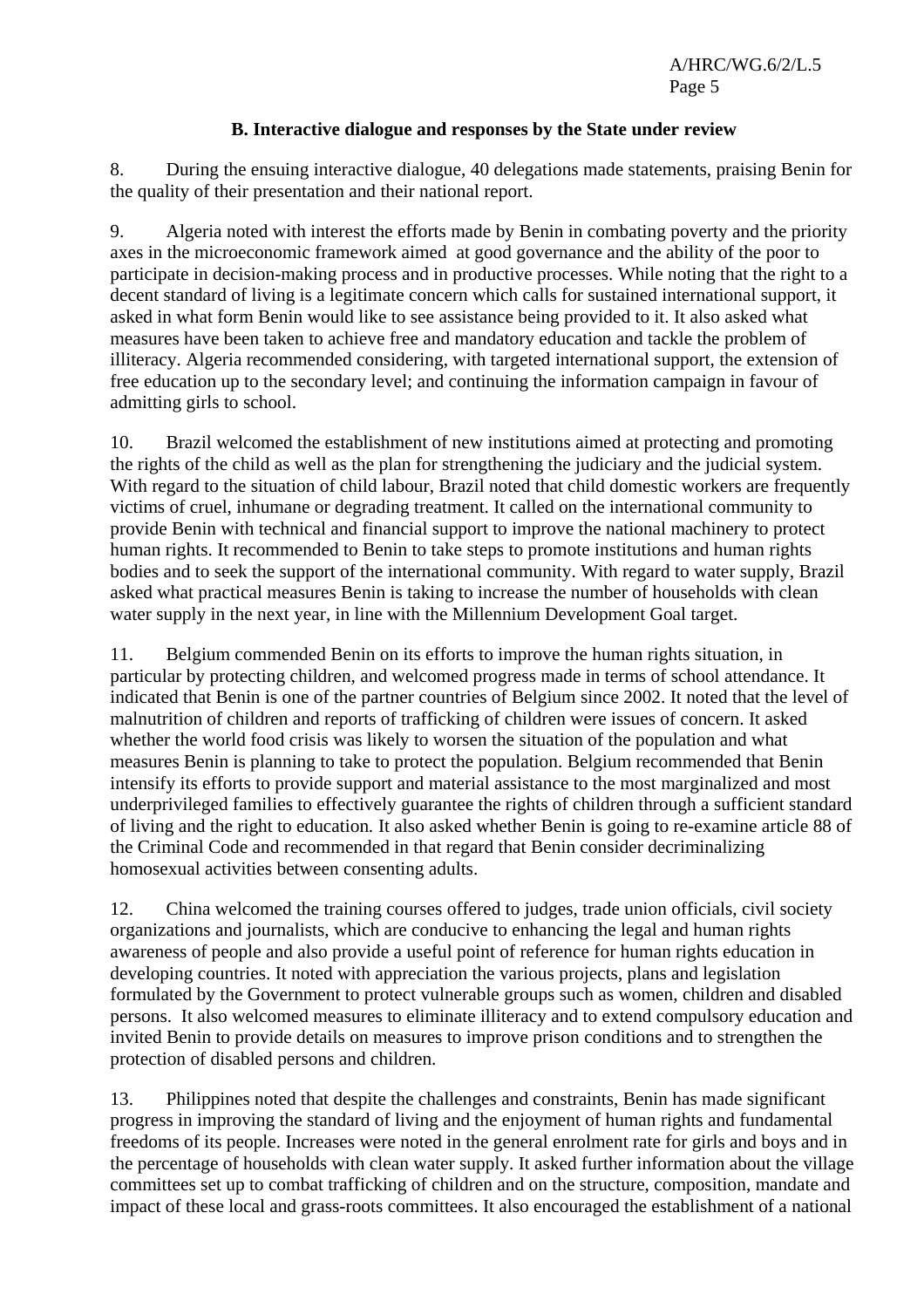### B. Interactive dialogue and responses by the State under review

8. During the ensuing interactive dialogue, 40 delegations made statements, praising Benin for the quality of their presentation and their national report.

9. Algeria noted with interest the efforts made by Benin in combating poverty and the priority axes in the microeconomic framework aimed at good governance and the ability of the poor to participate in decision-making process and in productive processes. While noting that the right to a decent standard of living is a legitimate concern which calls for sustained international support, it asked in what form Benin would like to see assistance being provided to it. It also asked what measures have been taken to achieve free and mandatory education and tackle the problem of illiteracy. Algeria recommended considering, with targeted international support, the extension of free education up to the secondary level; and continuing the information campaign in favour of admitting girls to school.

10. Brazil welcomed the establishment of new institutions aimed at protecting and promoting the rights of the child as well as the plan for strengthening the judiciary and the judicial system. With regard to the situation of child labour, Brazil noted that child domestic workers are frequently victims of cruel, inhumane or degrading treatment. It called on the international community to provide Benin with technical and financial support to improve the national machinery to protect human rights. It recommended to Benin to take steps to promote institutions and human rights bodies and to seek the support of the international community. With regard to water supply, Brazil asked what practical measures Benin is taking to increase the number of households with clean water supply in the next year, in line with the Millennium Development Goal target.

11. Belgium commended Benin on its efforts to improve the human rights situation, in particular by protecting children, and welcomed progress made in terms of school attendance. It indicated that Benin is one of the partner countries of Belgium since 2002. It noted that the level of malnutrition of children and reports of trafficking of children were issues of concern. It asked whether the world food crisis was likely to worsen the situation of the population and what measures Benin is planning to take to protect the population. Belgium recommended that Benin intensify its efforts to provide support and material assistance to the most marginalized and most underprivileged families to effectively guarantee the rights of children through a sufficient standard of living and the right to education. It also asked whether Benin is going to re-examine article 88 of the Criminal Code and recommended in that regard that Benin consider decriminalizing homosexual activities between consenting adults.

12. China welcomed the training courses offered to judges, trade union officials, civil society organizations and journalists, which are conducive to enhancing the legal and human rights awareness of people and also provide a useful point of reference for human rights education in developing countries. It noted with appreciation the various projects, plans and legislation formulated by the Government to protect vulnerable groups such as women, children and disabled persons. It also welcomed measures to eliminate illiteracy and to extend compulsory education and invited Benin to provide details on measures to improve prison conditions and to strengthen the protection of disabled persons and children.

13. Philippines noted that despite the challenges and constraints, Benin has made significant progress in improving the standard of living and the enjoyment of human rights and fundamental freedoms of its people. Increases were noted in the general enrolment rate for girls and boys and in the percentage of households with clean water supply. It asked further information about the village committees set up to combat trafficking of children and on the structure, composition, mandate and impact of these local and grass-roots committees. It also encouraged the establishment of a national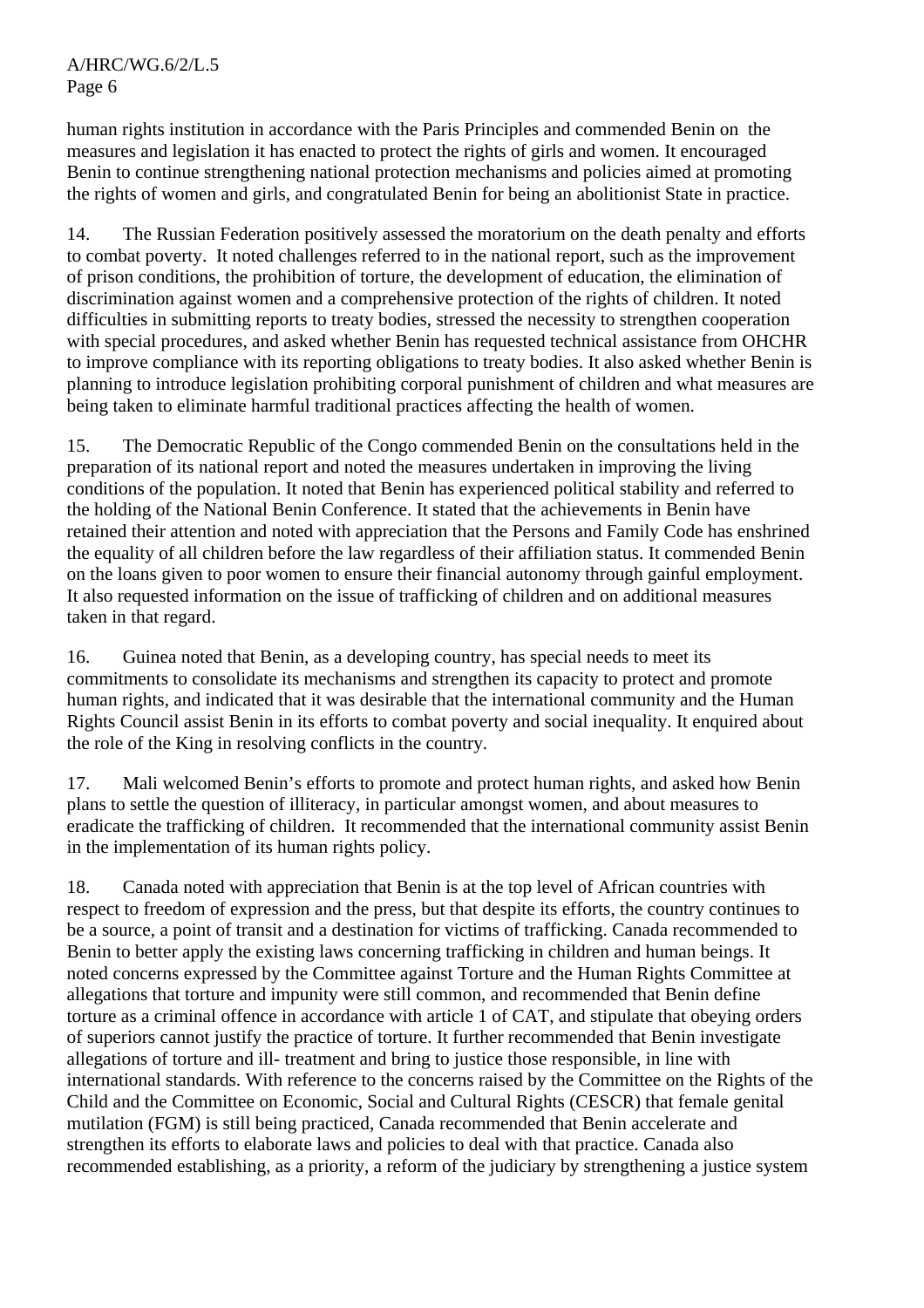human rights institution in accordance with the Paris Principles and commended Benin on the measures and legislation it has enacted to protect the rights of girls and women. It encouraged Benin to continue strengthening national protection mechanisms and policies aimed at promoting the rights of women and girls, and congratulated Benin for being an abolitionist State in practice.

14. The Russian Federation positively assessed the moratorium on the death penalty and efforts to combat poverty. It noted challenges referred to in the national report, such as the improvement of prison conditions, the prohibition of torture, the development of education, the elimination of discrimination against women and a comprehensive protection of the rights of children. It noted difficulties in submitting reports to treaty bodies, stressed the necessity to strengthen cooperation with special procedures, and asked whether Benin has requested technical assistance from OHCHR to improve compliance with its reporting obligations to treaty bodies. It also asked whether Benin is planning to introduce legislation prohibiting corporal punishment of children and what measures are being taken to eliminate harmful traditional practices affecting the health of women.

15. The Democratic Republic of the Congo commended Benin on the consultations held in the preparation of its national report and noted the measures undertaken in improving the living conditions of the population. It noted that Benin has experienced political stability and referred to the holding of the National Benin Conference. It stated that the achievements in Benin have retained their attention and noted with appreciation that the Persons and Family Code has enshrined the equality of all children before the law regardless of their affiliation status. It commended Benin on the loans given to poor women to ensure their financial autonomy through gainful employment. It also requested information on the issue of trafficking of children and on additional measures taken in that regard.

16. Guinea noted that Benin, as a developing country, has special needs to meet its commitments to consolidate its mechanisms and strengthen its capacity to protect and promote human rights, and indicated that it was desirable that the international community and the Human Rights Council assist Benin in its efforts to combat poverty and social inequality. It enquired about the role of the King in resolving conflicts in the country.

17. Mali welcomed Benin's efforts to promote and protect human rights, and asked how Benin plans to settle the question of illiteracy, in particular amongst women, and about measures to eradicate the trafficking of children. It recommended that the international community assist Benin in the implementation of its human rights policy.

18. Canada noted with appreciation that Benin is at the top level of African countries with respect to freedom of expression and the press, but that despite its efforts, the country continues to be a source, a point of transit and a destination for victims of trafficking. Canada recommended to Benin to better apply the existing laws concerning trafficking in children and human beings. It noted concerns expressed by the Committee against Torture and the Human Rights Committee at allegations that torture and impunity were still common, and recommended that Benin define torture as a criminal offence in accordance with article 1 of CAT, and stipulate that obeying orders of superiors cannot justify the practice of torture. It further recommended that Benin investigate allegations of torture and ill- treatment and bring to justice those responsible, in line with international standards. With reference to the concerns raised by the Committee on the Rights of the Child and the Committee on Economic, Social and Cultural Rights (CESCR) that female genital mutilation (FGM) is still being practiced, Canada recommended that Benin accelerate and strengthen its efforts to elaborate laws and policies to deal with that practice. Canada also recommended establishing, as a priority, a reform of the judiciary by strengthening a justice system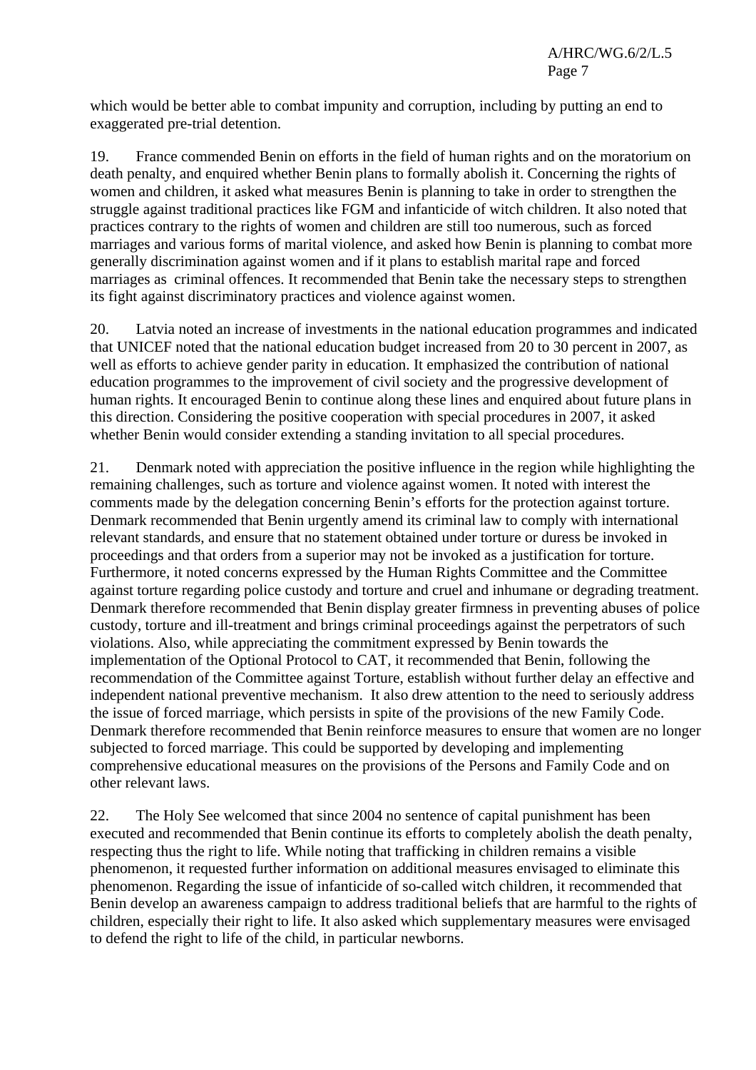which would be better able to combat impunity and corruption, including by putting an end to exaggerated pre-trial detention.

19. France commended Benin on efforts in the field of human rights and on the moratorium on death penalty, and enquired whether Benin plans to formally abolish it. Concerning the rights of women and children, it asked what measures Benin is planning to take in order to strengthen the struggle against traditional practices like FGM and infanticide of witch children. It also noted that practices contrary to the rights of women and children are still too numerous, such as forced marriages and various forms of marital violence, and asked how Benin is planning to combat more generally discrimination against women and if it plans to establish marital rape and forced marriages as criminal offences. It recommended that Benin take the necessary steps to strengthen its fight against discriminatory practices and violence against women.

20. Latvia noted an increase of investments in the national education programmes and indicated that UNICEF noted that the national education budget increased from 20 to 30 percent in 2007, as well as efforts to achieve gender parity in education. It emphasized the contribution of national education programmes to the improvement of civil society and the progressive development of human rights. It encouraged Benin to continue along these lines and enquired about future plans in this direction. Considering the positive cooperation with special procedures in 2007, it asked whether Benin would consider extending a standing invitation to all special procedures.

21. Denmark noted with appreciation the positive influence in the region while highlighting the remaining challenges, such as torture and violence against women. It noted with interest the comments made by the delegation concerning Benin's efforts for the protection against torture. Denmark recommended that Benin urgently amend its criminal law to comply with international relevant standards, and ensure that no statement obtained under torture or duress be invoked in proceedings and that orders from a superior may not be invoked as a justification for torture. Furthermore, it noted concerns expressed by the Human Rights Committee and the Committee against torture regarding police custody and torture and cruel and inhumane or degrading treatment. Denmark therefore recommended that Benin display greater firmness in preventing abuses of police custody, torture and ill-treatment and brings criminal proceedings against the perpetrators of such violations. Also, while appreciating the commitment expressed by Benin towards the implementation of the Optional Protocol to CAT, it recommended that Benin, following the recommendation of the Committee against Torture, establish without further delay an effective and independent national preventive mechanism. It also drew attention to the need to seriously address the issue of forced marriage, which persists in spite of the provisions of the new Family Code. Denmark therefore recommended that Benin reinforce measures to ensure that women are no longer subjected to forced marriage. This could be supported by developing and implementing comprehensive educational measures on the provisions of the Persons and Family Code and on other relevant laws.

22. The Holy See welcomed that since 2004 no sentence of capital punishment has been executed and recommended that Benin continue its efforts to completely abolish the death penalty, respecting thus the right to life. While noting that trafficking in children remains a visible phenomenon, it requested further information on additional measures envisaged to eliminate this phenomenon. Regarding the issue of infanticide of so-called witch children, it recommended that Benin develop an awareness campaign to address traditional beliefs that are harmful to the rights of children, especially their right to life. It also asked which supplementary measures were envisaged to defend the right to life of the child, in particular newborns.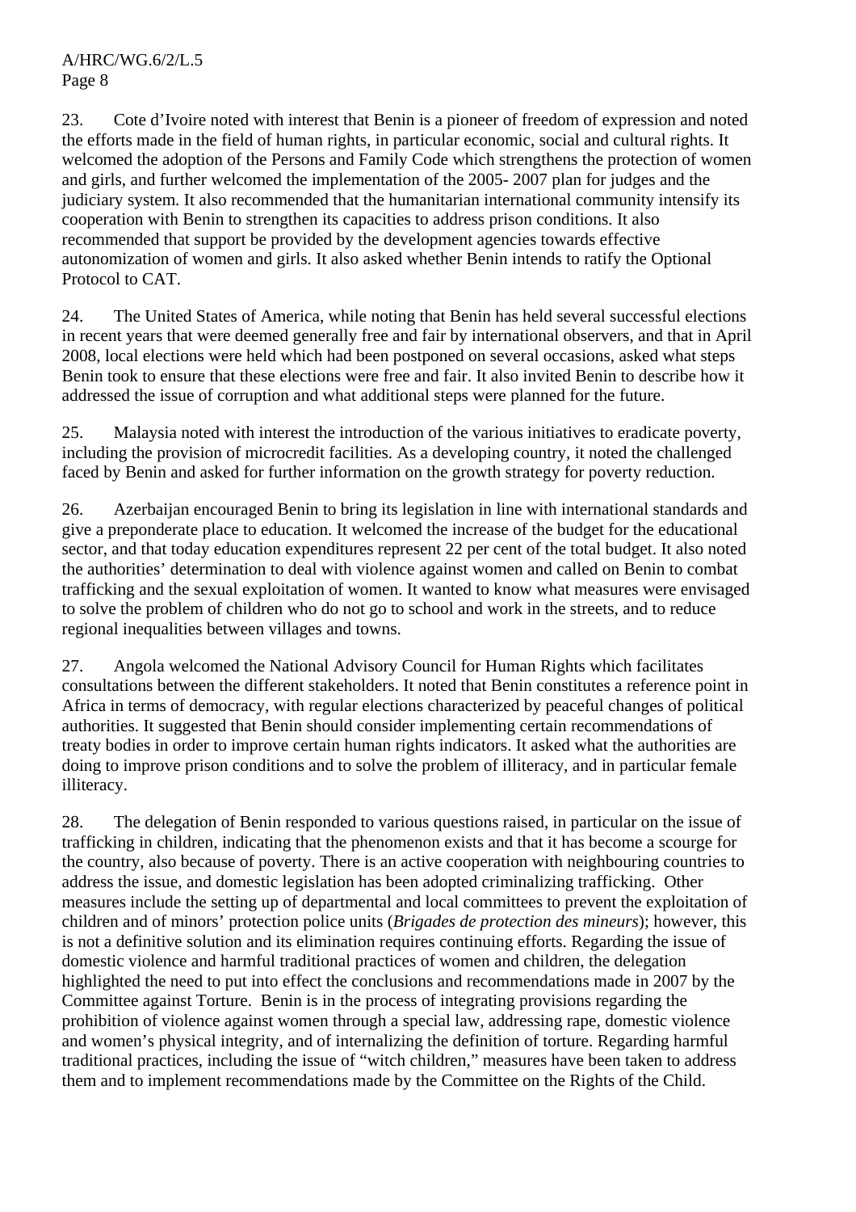23. Cote d'Ivoire noted with interest that Benin is a pioneer of freedom of expression and noted the efforts made in the field of human rights, in particular economic, social and cultural rights. It welcomed the adoption of the Persons and Family Code which strengthens the protection of women and girls, and further welcomed the implementation of the 2005- 2007 plan for judges and the judiciary system. It also recommended that the humanitarian international community intensify its cooperation with Benin to strengthen its capacities to address prison conditions. It also recommended that support be provided by the development agencies towards effective autonomization of women and girls. It also asked whether Benin intends to ratify the Optional Protocol to CAT.

24. The United States of America, while noting that Benin has held several successful elections in recent years that were deemed generally free and fair by international observers, and that in April 2008, local elections were held which had been postponed on several occasions, asked what steps Benin took to ensure that these elections were free and fair. It also invited Benin to describe how it addressed the issue of corruption and what additional steps were planned for the future.

25. Malaysia noted with interest the introduction of the various initiatives to eradicate poverty, including the provision of microcredit facilities. As a developing country, it noted the challenged faced by Benin and asked for further information on the growth strategy for poverty reduction.

26. Azerbaijan encouraged Benin to bring its legislation in line with international standards and give a preponderate place to education. It welcomed the increase of the budget for the educational sector, and that today education expenditures represent 22 per cent of the total budget. It also noted the authorities' determination to deal with violence against women and called on Benin to combat trafficking and the sexual exploitation of women. It wanted to know what measures were envisaged to solve the problem of children who do not go to school and work in the streets, and to reduce regional inequalities between villages and towns.

27. Angola welcomed the National Advisory Council for Human Rights which facilitates consultations between the different stakeholders. It noted that Benin constitutes a reference point in Africa in terms of democracy, with regular elections characterized by peaceful changes of political authorities. It suggested that Benin should consider implementing certain recommendations of treaty bodies in order to improve certain human rights indicators. It asked what the authorities are doing to improve prison conditions and to solve the problem of illiteracy, and in particular female illiteracy.

28. The delegation of Benin responded to various questions raised, in particular on the issue of trafficking in children, indicating that the phenomenon exists and that it has become a scourge for the country, also because of poverty. There is an active cooperation with neighbouring countries to address the issue, and domestic legislation has been adopted criminalizing trafficking. Other measures include the setting up of departmental and local committees to prevent the exploitation of children and of minors' protection police units (*Brigades de protection des mineurs*); however, this is not a definitive solution and its elimination requires continuing efforts. Regarding the issue of domestic violence and harmful traditional practices of women and children, the delegation highlighted the need to put into effect the conclusions and recommendations made in 2007 by the Committee against Torture. Benin is in the process of integrating provisions regarding the prohibition of violence against women through a special law, addressing rape, domestic violence and women's physical integrity, and of internalizing the definition of torture. Regarding harmful traditional practices, including the issue of "witch children," measures have been taken to address them and to implement recommendations made by the Committee on the Rights of the Child.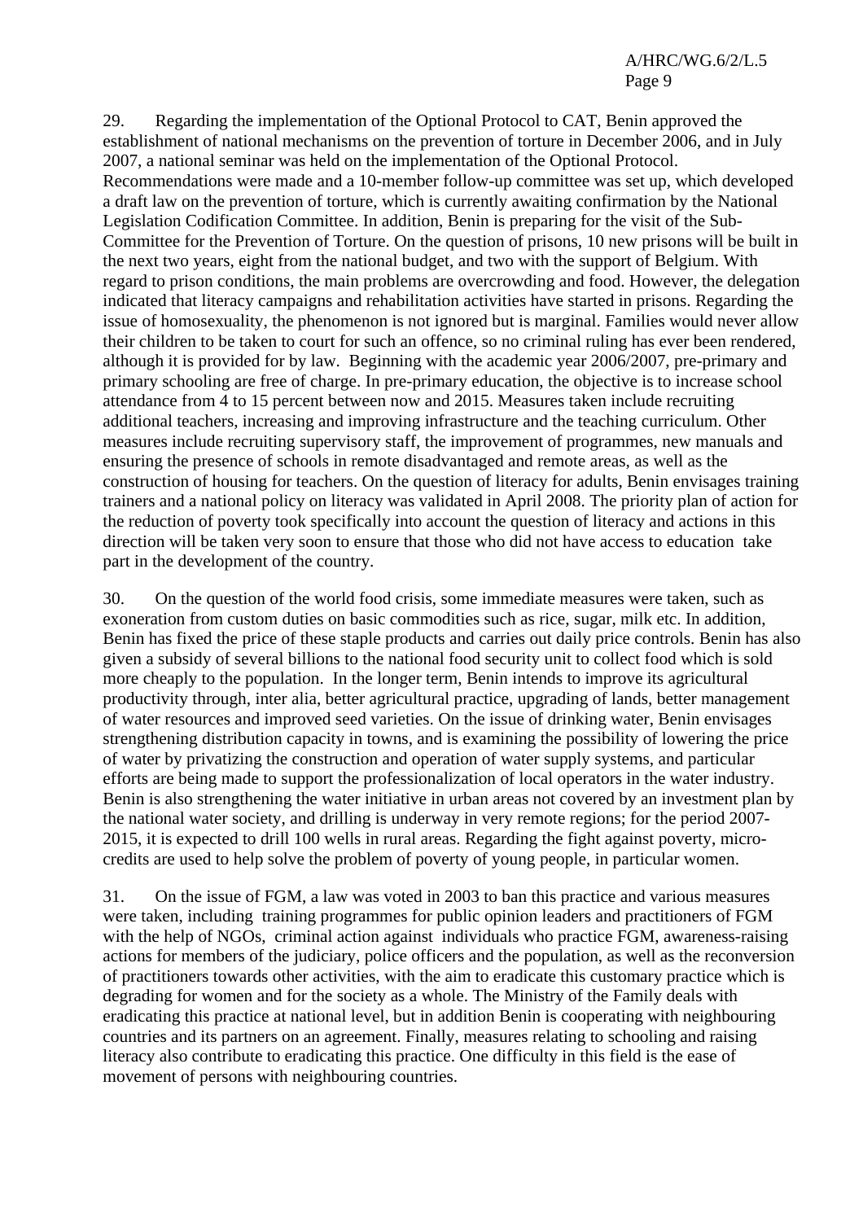29. Regarding the implementation of the Optional Protocol to CAT, Benin approved the establishment of national mechanisms on the prevention of torture in December 2006, and in July 2007, a national seminar was held on the implementation of the Optional Protocol. Recommendations were made and a 10-member follow-up committee was set up, which developed a draft law on the prevention of torture, which is currently awaiting confirmation by the National Legislation Codification Committee. In addition, Benin is preparing for the visit of the Sub-Committee for the Prevention of Torture. On the question of prisons, 10 new prisons will be built in the next two years, eight from the national budget, and two with the support of Belgium. With regard to prison conditions, the main problems are overcrowding and food. However, the delegation indicated that literacy campaigns and rehabilitation activities have started in prisons. Regarding the issue of homosexuality, the phenomenon is not ignored but is marginal. Families would never allow their children to be taken to court for such an offence, so no criminal ruling has ever been rendered, although it is provided for by law. Beginning with the academic year 2006/2007, pre-primary and primary schooling are free of charge. In pre-primary education, the objective is to increase school attendance from 4 to 15 percent between now and 2015. Measures taken include recruiting additional teachers, increasing and improving infrastructure and the teaching curriculum. Other measures include recruiting supervisory staff, the improvement of programmes, new manuals and ensuring the presence of schools in remote disadvantaged and remote areas, as well as the construction of housing for teachers. On the question of literacy for adults, Benin envisages training trainers and a national policy on literacy was validated in April 2008. The priority plan of action for the reduction of poverty took specifically into account the question of literacy and actions in this direction will be taken very soon to ensure that those who did not have access to education take part in the development of the country.

30. On the question of the world food crisis, some immediate measures were taken, such as exoneration from custom duties on basic commodities such as rice, sugar, milk etc. In addition, Benin has fixed the price of these staple products and carries out daily price controls. Benin has also given a subsidy of several billions to the national food security unit to collect food which is sold more cheaply to the population. In the longer term, Benin intends to improve its agricultural productivity through, inter alia, better agricultural practice, upgrading of lands, better management of water resources and improved seed varieties. On the issue of drinking water, Benin envisages strengthening distribution capacity in towns, and is examining the possibility of lowering the price of water by privatizing the construction and operation of water supply systems, and particular efforts are being made to support the professionalization of local operators in the water industry. Benin is also strengthening the water initiative in urban areas not covered by an investment plan by the national water society, and drilling is underway in very remote regions; for the period 2007-2015, it is expected to drill 100 wells in rural areas. Regarding the fight against poverty, micro-credits are used to help solve the problem of poverty of young people, in particular women.

31. On the issue of FGM, a law was voted in 2003 to ban this practice and various measures were taken, including training programmes for public opinion leaders and practitioners of FGM with the help of NGOs, criminal action against individuals who practice FGM, awareness-raising actions for members of the judiciary, police officers and the population, as well as the reconversion of practitioners towards other activities, with the aim to eradicate this customary practice which is degrading for women and for the society as a whole. The Ministry of the Family deals with eradicating this practice at national level, but in addition Benin is cooperating with neighbouring countries and its partners on an agreement. Finally, measures relating to schooling and raising literacy also contribute to eradicating this practice. One difficulty in this field is the ease of movement of persons with neighbouring countries.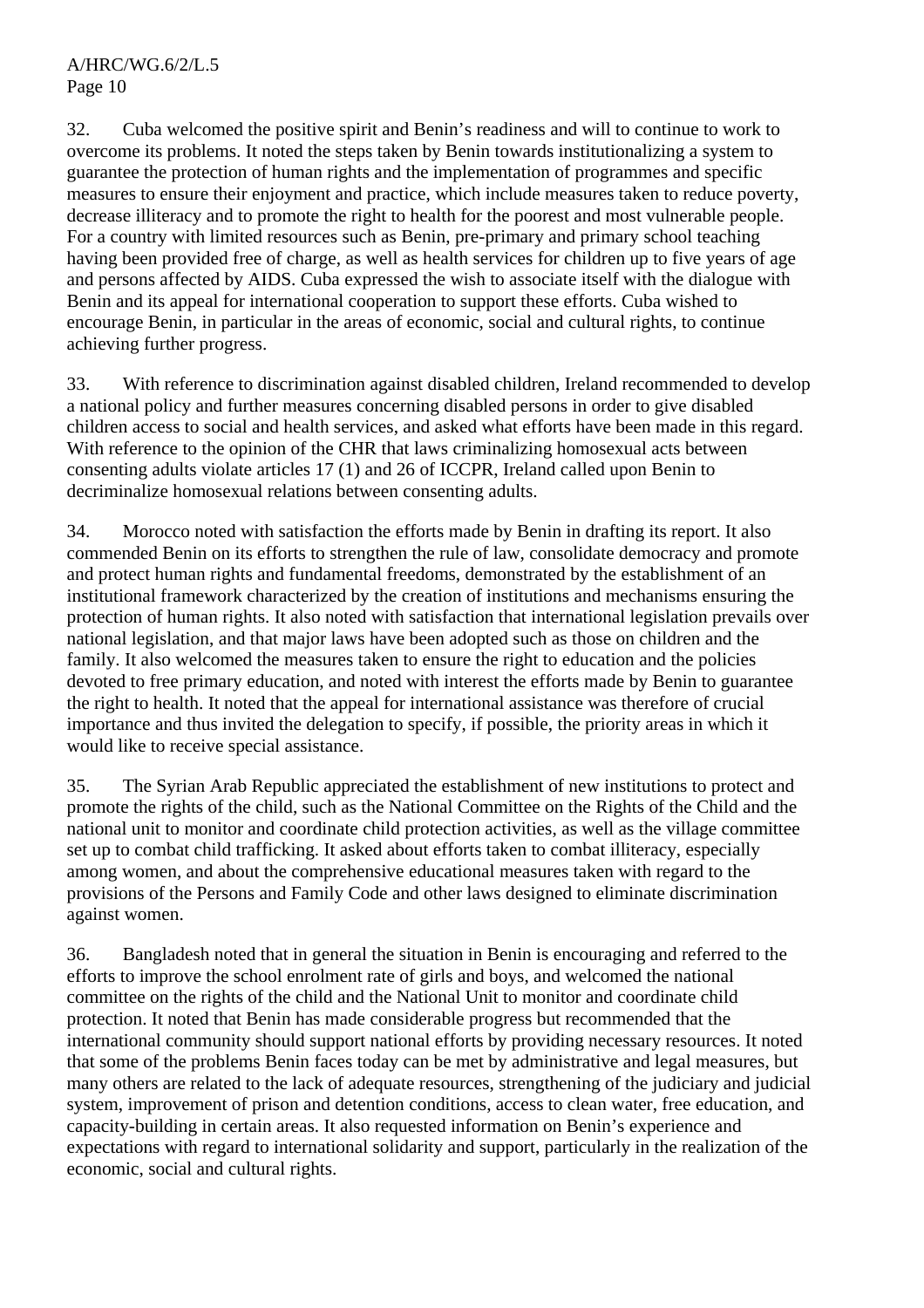32. Cuba welcomed the positive spirit and Benin's readiness and will to continue to work to overcome its problems. It noted the steps taken by Benin towards institutionalizing a system to guarantee the protection of human rights and the implementation of programmes and specific measures to ensure their enjoyment and practice, which include measures taken to reduce poverty, decrease illiteracy and to promote the right to health for the poorest and most vulnerable people. For a country with limited resources such as Benin, pre-primary and primary school teaching having been provided free of charge, as well as health services for children up to five years of age and persons affected by AIDS. Cuba expressed the wish to associate itself with the dialogue with Benin and its appeal for international cooperation to support these efforts. Cuba wished to encourage Benin, in particular in the areas of economic, social and cultural rights, to continue achieving further progress.

33. With reference to discrimination against disabled children, Ireland recommended to develop a national policy and further measures concerning disabled persons in order to give disabled children access to social and health services, and asked what efforts have been made in this regard. With reference to the opinion of the CHR that laws criminalizing homosexual acts between consenting adults violate articles 17 (1) and 26 of ICCPR, Ireland called upon Benin to decriminalize homosexual relations between consenting adults.

34. Morocco noted with satisfaction the efforts made by Benin in drafting its report. It also commended Benin on its efforts to strengthen the rule of law, consolidate democracy and promote and protect human rights and fundamental freedoms, demonstrated by the establishment of an institutional framework characterized by the creation of institutions and mechanisms ensuring the protection of human rights. It also noted with satisfaction that international legislation prevails over national legislation, and that major laws have been adopted such as those on children and the family. It also welcomed the measures taken to ensure the right to education and the policies devoted to free primary education, and noted with interest the efforts made by Benin to guarantee the right to health. It noted that the appeal for international assistance was therefore of crucial importance and thus invited the delegation to specify, if possible, the priority areas in which it would like to receive special assistance.

35. The Syrian Arab Republic appreciated the establishment of new institutions to protect and promote the rights of the child, such as the National Committee on the Rights of the Child and the national unit to monitor and coordinate child protection activities, as well as the village committee set up to combat child trafficking. It asked about efforts taken to combat illiteracy, especially among women, and about the comprehensive educational measures taken with regard to the provisions of the Persons and Family Code and other laws designed to eliminate discrimination against women.

36. Bangladesh noted that in general the situation in Benin is encouraging and referred to the efforts to improve the school enrolment rate of girls and boys, and welcomed the national committee on the rights of the child and the National Unit to monitor and coordinate child protection. It noted that Benin has made considerable progress but recommended that the international community should support national efforts by providing necessary resources. It noted that some of the problems Benin faces today can be met by administrative and legal measures, but many others are related to the lack of adequate resources, strengthening of the judiciary and judicial system, improvement of prison and detention conditions, access to clean water, free education, and capacity-building in certain areas. It also requested information on Benin's experience and expectations with regard to international solidarity and support, particularly in the realization of the economic, social and cultural rights.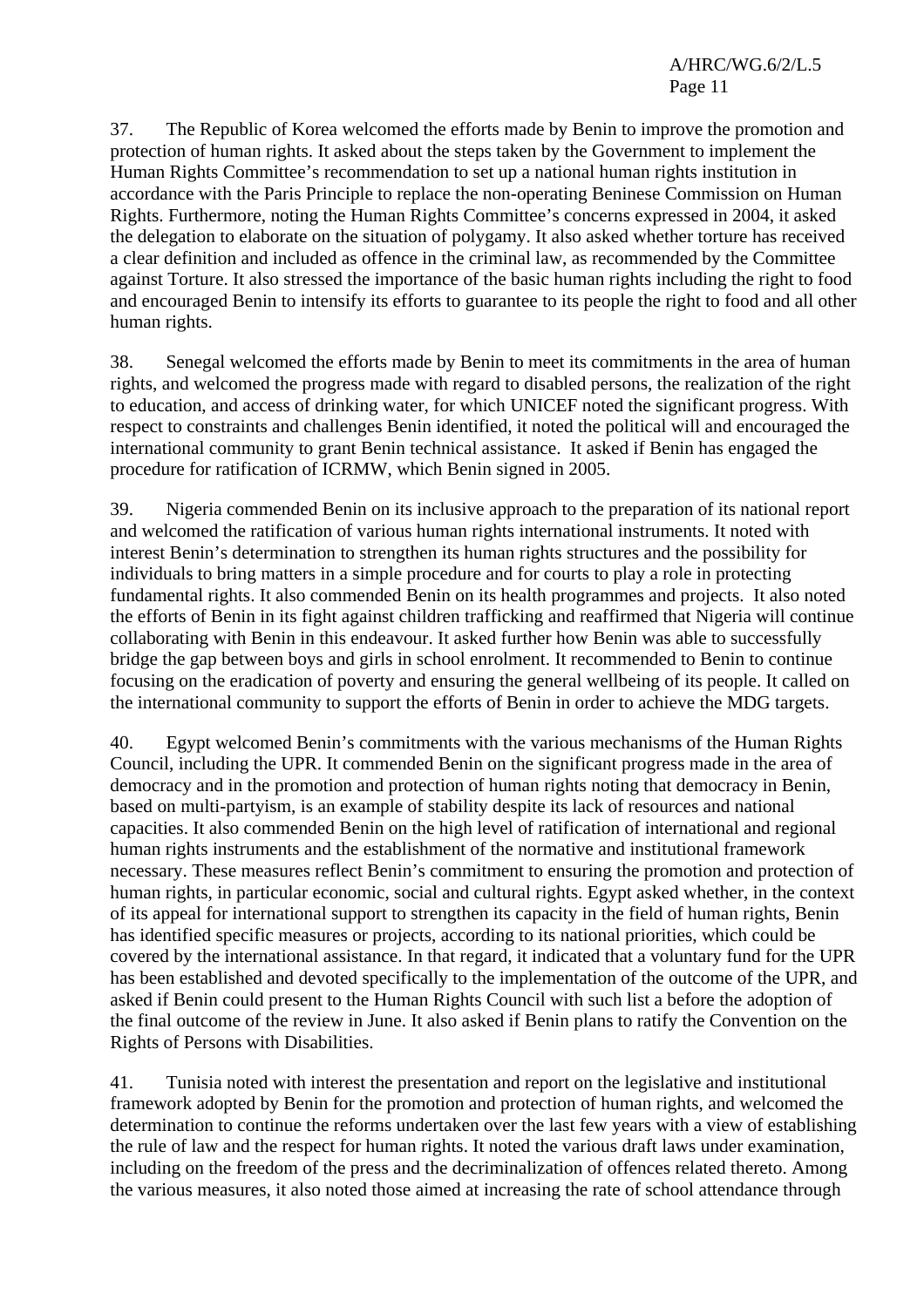37. The Republic of Korea welcomed the efforts made by Benin to improve the promotion and protection of human rights. It asked about the steps taken by the Government to implement the Human Rights Committee's recommendation to set up a national human rights institution in accordance with the Paris Principle to replace the non-operating Beninese Commission on Human Rights. Furthermore, noting the Human Rights Committee's concerns expressed in 2004, it asked the delegation to elaborate on the situation of polygamy. It also asked whether torture has received a clear definition and included as offence in the criminal law, as recommended by the Committee against Torture. It also stressed the importance of the basic human rights including the right to food and encouraged Benin to intensify its efforts to guarantee to its people the right to food and all other human rights.

38. Senegal welcomed the efforts made by Benin to meet its commitments in the area of human rights, and welcomed the progress made with regard to disabled persons, the realization of the right to education, and access of drinking water, for which UNICEF noted the significant progress. With respect to constraints and challenges Benin identified, it noted the political will and encouraged the international community to grant Benin technical assistance. It asked if Benin has engaged the procedure for ratification of ICRMW, which Benin signed in 2005.

39. Nigeria commended Benin on its inclusive approach to the preparation of its national report and welcomed the ratification of various human rights international instruments. It noted with interest Benin's determination to strengthen its human rights structures and the possibility for individuals to bring matters in a simple procedure and for courts to play a role in protecting fundamental rights. It also commended Benin on its health programmes and projects. It also noted the efforts of Benin in its fight against children trafficking and reaffirmed that Nigeria will continue collaborating with Benin in this endeavour. It asked further how Benin was able to successfully bridge the gap between boys and girls in school enrolment. It recommended to Benin to continue focusing on the eradication of poverty and ensuring the general wellbeing of its people. It called on the international community to support the efforts of Benin in order to achieve the MDG targets.

40. Egypt welcomed Benin's commitments with the various mechanisms of the Human Rights Council, including the UPR. It commended Benin on the significant progress made in the area of democracy and in the promotion and protection of human rights noting that democracy in Benin, based on multi-partyism, is an example of stability despite its lack of resources and national capacities. It also commended Benin on the high level of ratification of international and regional human rights instruments and the establishment of the normative and institutional framework necessary. These measures reflect Benin's commitment to ensuring the promotion and protection of human rights, in particular economic, social and cultural rights. Egypt asked whether, in the context of its appeal for international support to strengthen its capacity in the field of human rights, Benin has identified specific measures or projects, according to its national priorities, which could be covered by the international assistance. In that regard, it indicated that a voluntary fund for the UPR has been established and devoted specifically to the implementation of the outcome of the UPR, and asked if Benin could present to the Human Rights Council with such list a before the adoption of the final outcome of the review in June. It also asked if Benin plans to ratify the Convention on the Rights of Persons with Disabilities.

41. Tunisia noted with interest the presentation and report on the legislative and institutional framework adopted by Benin for the promotion and protection of human rights, and welcomed the determination to continue the reforms undertaken over the last few years with a view of establishing the rule of law and the respect for human rights. It noted the various draft laws under examination, including on the freedom of the press and the decriminalization of offences related thereto. Among the various measures, it also noted those aimed at increasing the rate of school attendance through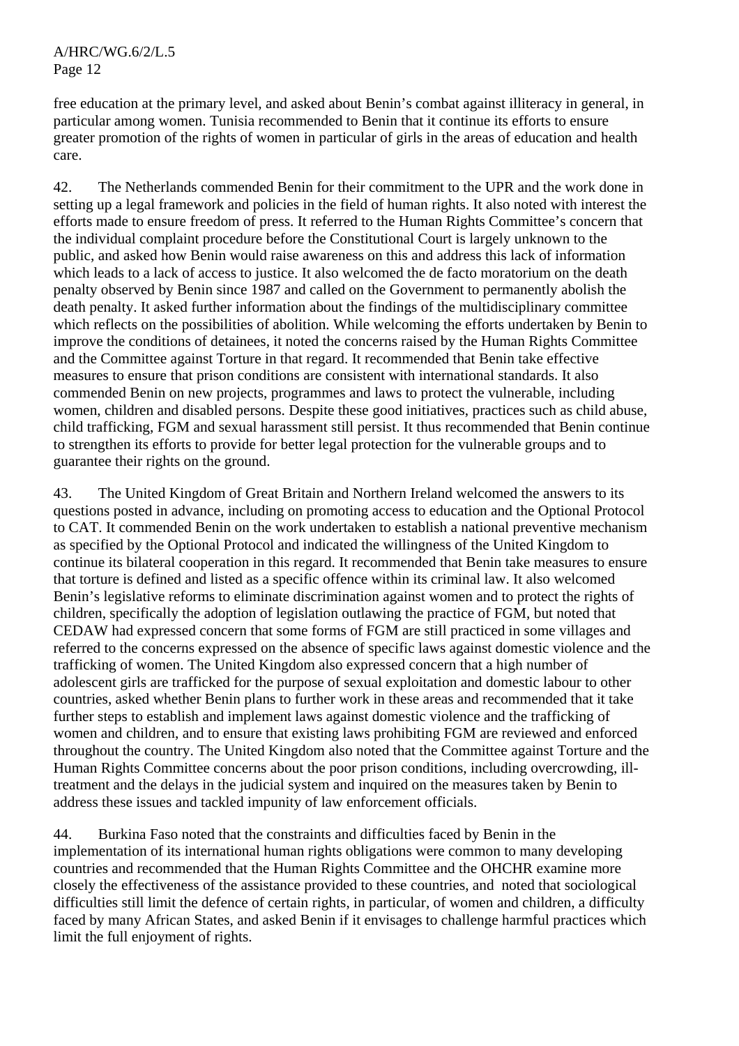free education at the primary level, and asked about Benin's combat against illiteracy in general, in particular among women. Tunisia recommended to Benin that it continue its efforts to ensure greater promotion of the rights of women in particular of girls in the areas of education and health care.

42. The Netherlands commended Benin for their commitment to the UPR and the work done in setting up a legal framework and policies in the field of human rights. It also noted with interest the efforts made to ensure freedom of press. It referred to the Human Rights Committee's concern that the individual complaint procedure before the Constitutional Court is largely unknown to the public, and asked how Benin would raise awareness on this and address this lack of information which leads to a lack of access to justice. It also welcomed the de facto moratorium on the death penalty observed by Benin since 1987 and called on the Government to permanently abolish the death penalty. It asked further information about the findings of the multidisciplinary committee which reflects on the possibilities of abolition. While welcoming the efforts undertaken by Benin to improve the conditions of detainees, it noted the concerns raised by the Human Rights Committee and the Committee against Torture in that regard. It recommended that Benin take effective measures to ensure that prison conditions are consistent with international standards. It also commended Benin on new projects, programmes and laws to protect the vulnerable, including women, children and disabled persons. Despite these good initiatives, practices such as child abuse, child trafficking, FGM and sexual harassment still persist. It thus recommended that Benin continue to strengthen its efforts to provide for better legal protection for the vulnerable groups and to guarantee their rights on the ground.

43. The United Kingdom of Great Britain and Northern Ireland welcomed the answers to its questions posted in advance, including on promoting access to education and the Optional Protocol to CAT. It commended Benin on the work undertaken to establish a national preventive mechanism as specified by the Optional Protocol and indicated the willingness of the United Kingdom to continue its bilateral cooperation in this regard. It recommended that Benin take measures to ensure that torture is defined and listed as a specific offence within its criminal law. It also welcomed Benin's legislative reforms to eliminate discrimination against women and to protect the rights of children, specifically the adoption of legislation outlawing the practice of FGM, but noted that CEDAW had expressed concern that some forms of FGM are still practiced in some villages and referred to the concerns expressed on the absence of specific laws against domestic violence and the trafficking of women. The United Kingdom also expressed concern that a high number of adolescent girls are trafficked for the purpose of sexual exploitation and domestic labour to other countries, asked whether Benin plans to further work in these areas and recommended that it take further steps to establish and implement laws against domestic violence and the trafficking of women and children, and to ensure that existing laws prohibiting FGM are reviewed and enforced throughout the country. The United Kingdom also noted that the Committee against Torture and the Human Rights Committee concerns about the poor prison conditions, including overcrowding, ill-treatment and the delays in the judicial system and inquired on the measures taken by Benin to address these issues and tackled impunity of law enforcement officials.

44. Burkina Faso noted that the constraints and difficulties faced by Benin in the implementation of its international human rights obligations were common to many developing countries and recommended that the Human Rights Committee and the OHCHR examine more closely the effectiveness of the assistance provided to these countries, and noted that sociological difficulties still limit the defence of certain rights, in particular, of women and children, a difficulty faced by many African States, and asked Benin if it envisages to challenge harmful practices which limit the full enjoyment of rights.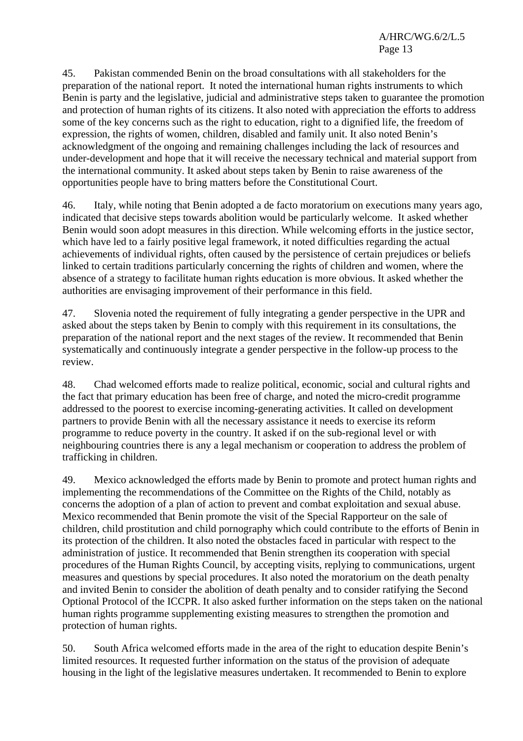45. Pakistan commended Benin on the broad consultations with all stakeholders for the preparation of the national report. It noted the international human rights instruments to which Benin is party and the legislative, judicial and administrative steps taken to guarantee the promotion and protection of human rights of its citizens. It also noted with appreciation the efforts to address some of the key concerns such as the right to education, right to a dignified life, the freedom of expression, the rights of women, children, disabled and family unit. It also noted Benin's acknowledgment of the ongoing and remaining challenges including the lack of resources and under-development and hope that it will receive the necessary technical and material support from the international community. It asked about steps taken by Benin to raise awareness of the opportunities people have to bring matters before the Constitutional Court.

46. Italy, while noting that Benin adopted a de facto moratorium on executions many years ago, indicated that decisive steps towards abolition would be particularly welcome. It asked whether Benin would soon adopt measures in this direction. While welcoming efforts in the justice sector, which have led to a fairly positive legal framework, it noted difficulties regarding the actual achievements of individual rights, often caused by the persistence of certain prejudices or beliefs linked to certain traditions particularly concerning the rights of children and women, where the absence of a strategy to facilitate human rights education is more obvious. It asked whether the authorities are envisaging improvement of their performance in this field.

47. Slovenia noted the requirement of fully integrating a gender perspective in the UPR and asked about the steps taken by Benin to comply with this requirement in its consultations, the preparation of the national report and the next stages of the review. It recommended that Benin systematically and continuously integrate a gender perspective in the follow-up process to the review.

48. Chad welcomed efforts made to realize political, economic, social and cultural rights and the fact that primary education has been free of charge, and noted the micro-credit programme addressed to the poorest to exercise incoming-generating activities. It called on development partners to provide Benin with all the necessary assistance it needs to exercise its reform programme to reduce poverty in the country. It asked if on the sub-regional level or with neighbouring countries there is any a legal mechanism or cooperation to address the problem of trafficking in children.

49. Mexico acknowledged the efforts made by Benin to promote and protect human rights and implementing the recommendations of the Committee on the Rights of the Child, notably as concerns the adoption of a plan of action to prevent and combat exploitation and sexual abuse. Mexico recommended that Benin promote the visit of the Special Rapporteur on the sale of children, child prostitution and child pornography which could contribute to the efforts of Benin in its protection of the children. It also noted the obstacles faced in particular with respect to the administration of justice. It recommended that Benin strengthen its cooperation with special procedures of the Human Rights Council, by accepting visits, replying to communications, urgent measures and questions by special procedures. It also noted the moratorium on the death penalty and invited Benin to consider the abolition of death penalty and to consider ratifying the Second Optional Protocol of the ICCPR. It also asked further information on the steps taken on the national human rights programme supplementing existing measures to strengthen the promotion and protection of human rights.

50. South Africa welcomed efforts made in the area of the right to education despite Benin's limited resources. It requested further information on the status of the provision of adequate housing in the light of the legislative measures undertaken. It recommended to Benin to explore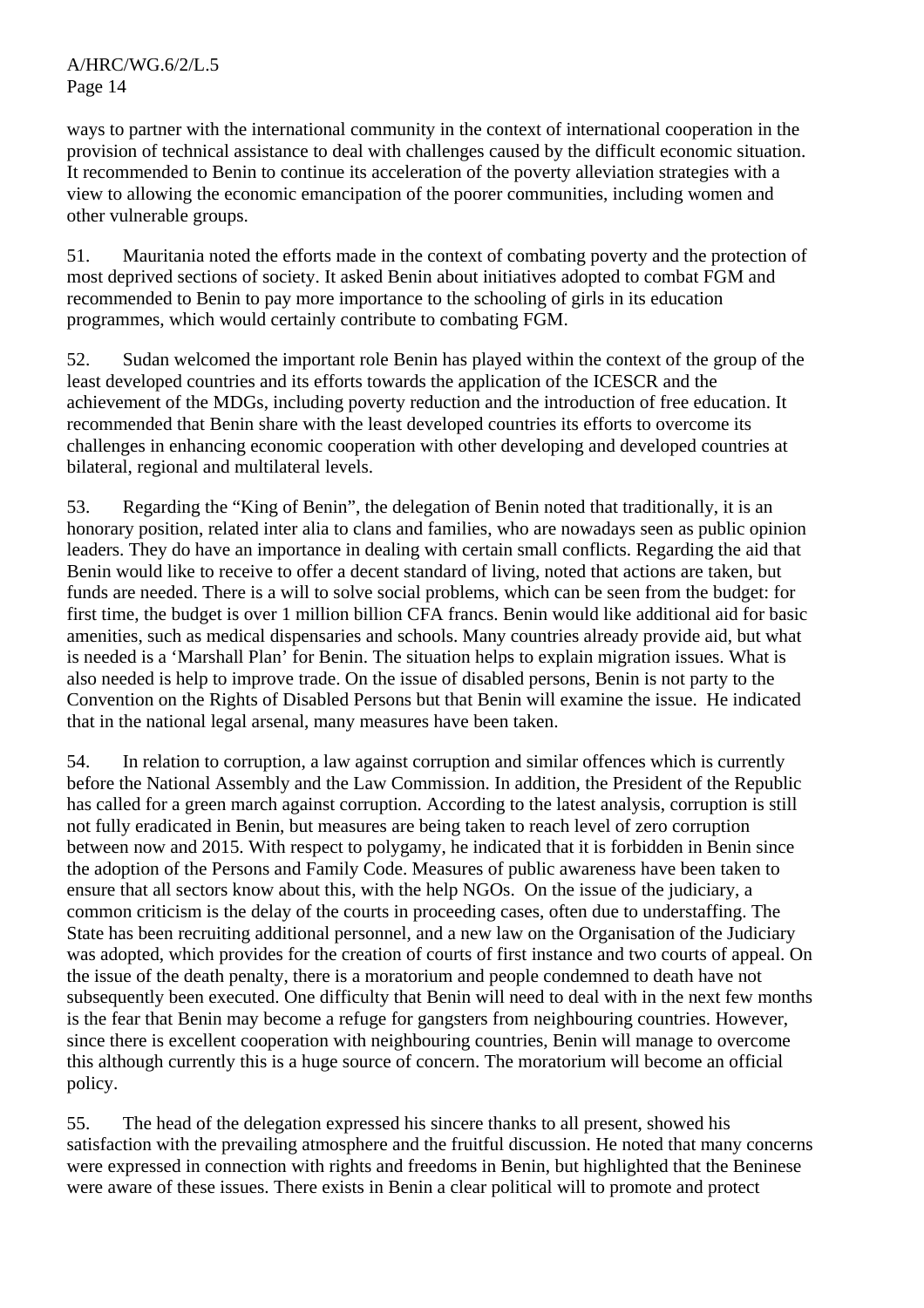ways to partner with the international community in the context of international cooperation in the provision of technical assistance to deal with challenges caused by the difficult economic situation. It recommended to Benin to continue its acceleration of the poverty alleviation strategies with a view to allowing the economic emancipation of the poorer communities, including women and other vulnerable groups.

51. Mauritania noted the efforts made in the context of combating poverty and the protection of most deprived sections of society. It asked Benin about initiatives adopted to combat FGM and recommended to Benin to pay more importance to the schooling of girls in its education programmes, which would certainly contribute to combating FGM.

52. Sudan welcomed the important role Benin has played within the context of the group of the least developed countries and its efforts towards the application of the ICESCR and the achievement of the MDGs, including poverty reduction and the introduction of free education. It recommended that Benin share with the least developed countries its efforts to overcome its challenges in enhancing economic cooperation with other developing and developed countries at bilateral, regional and multilateral levels.

53. Regarding the "King of Benin", the delegation of Benin noted that traditionally, it is an honorary position, related inter alia to clans and families, who are nowadays seen as public opinion leaders. They do have an importance in dealing with certain small conflicts. Regarding the aid that Benin would like to receive to offer a decent standard of living, noted that actions are taken, but funds are needed. There is a will to solve social problems, which can be seen from the budget: for first time, the budget is over 1 million billion CFA francs. Benin would like additional aid for basic amenities, such as medical dispensaries and schools. Many countries already provide aid, but what is needed is a 'Marshall Plan' for Benin. The situation helps to explain migration issues. What is also needed is help to improve trade. On the issue of disabled persons, Benin is not party to the Convention on the Rights of Disabled Persons but that Benin will examine the issue. He indicated that in the national legal arsenal, many measures have been taken.

54. In relation to corruption, a law against corruption and similar offences which is currently before the National Assembly and the Law Commission. In addition, the President of the Republic has called for a green march against corruption. According to the latest analysis, corruption is still not fully eradicated in Benin, but measures are being taken to reach level of zero corruption between now and 2015. With respect to polygamy, he indicated that it is forbidden in Benin since the adoption of the Persons and Family Code. Measures of public awareness have been taken to ensure that all sectors know about this, with the help NGOs. On the issue of the judiciary, a common criticism is the delay of the courts in proceeding cases, often due to understaffing. The State has been recruiting additional personnel, and a new law on the Organisation of the Judiciary was adopted, which provides for the creation of courts of first instance and two courts of appeal. On the issue of the death penalty, there is a moratorium and people condemned to death have not subsequently been executed. One difficulty that Benin will need to deal with in the next few months is the fear that Benin may become a refuge for gangsters from neighbouring countries. However, since there is excellent cooperation with neighbouring countries, Benin will manage to overcome this although currently this is a huge source of concern. The moratorium will become an official policy.

55. The head of the delegation expressed his sincere thanks to all present, showed his satisfaction with the prevailing atmosphere and the fruitful discussion. He noted that many concerns were expressed in connection with rights and freedoms in Benin, but highlighted that the Beninese were aware of these issues. There exists in Benin a clear political will to promote and protect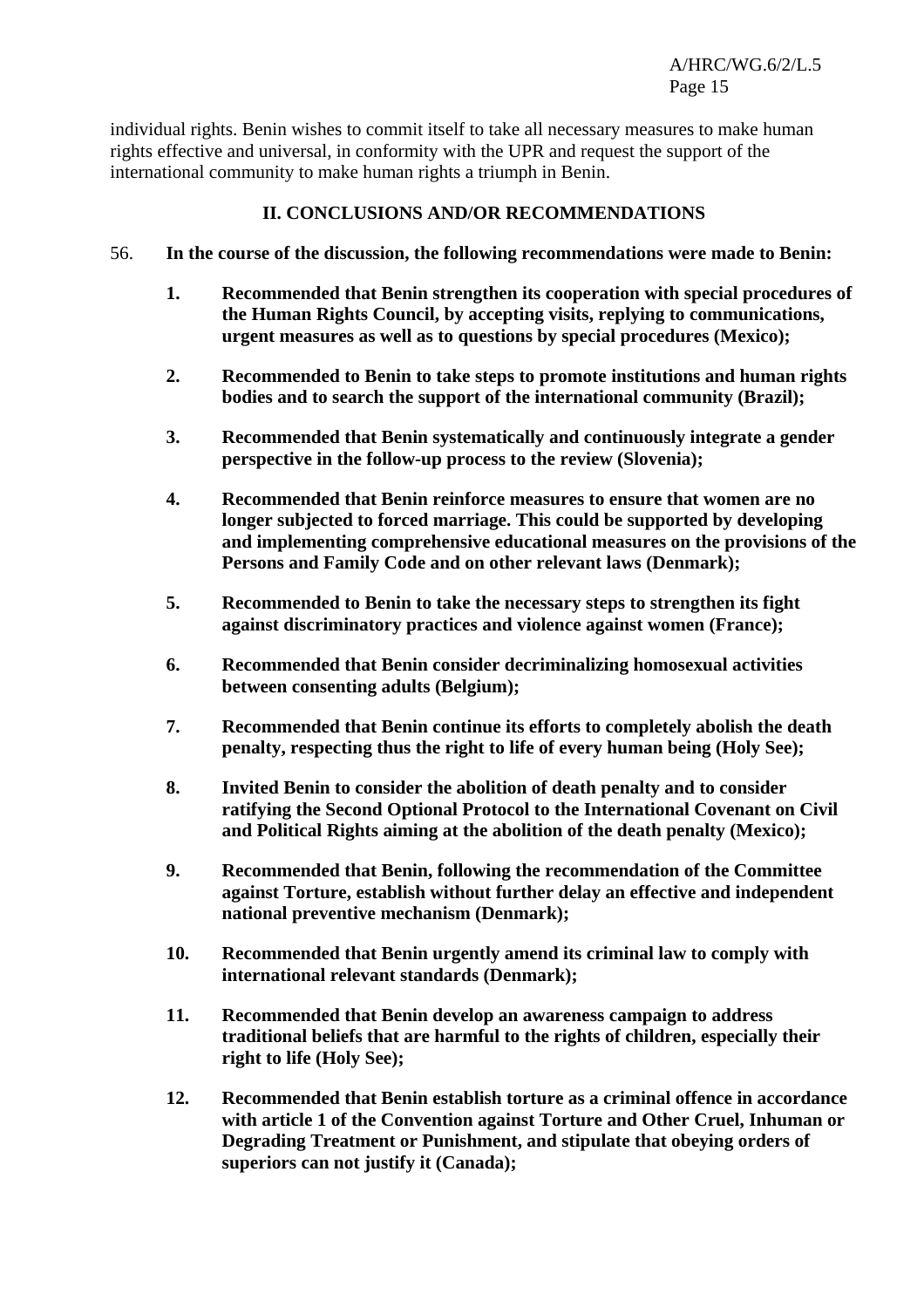individual rights. Benin wishes to commit itself to take all necessary measures to make human rights effective and universal, in conformity with the UPR and request the support of the international community to make human rights a triumph in Benin.

## II. CONCLUSIONS AND/OR RECOMMENDATIONS

56. **In the course of the discussion, the following recommendations were made to Benin:**

1. **Recommended that Benin strengthen its cooperation with special procedures of the Human Rights Council, by accepting visits, replying to communications, urgent measures as well as to questions by special procedures (Mexico);**

2. **Recommended to Benin to take steps to promote institutions and human rights bodies and to search the support of the international community (Brazil);**

3. **Recommended that Benin systematically and continuously integrate a gender perspective in the follow-up process to the review (Slovenia);**

4. **Recommended that Benin reinforce measures to ensure that women are no longer subjected to forced marriage. This could be supported by developing and implementing comprehensive educational measures on the provisions of the Persons and Family Code and on other relevant laws (Denmark);**

5. **Recommended to Benin to take the necessary steps to strengthen its fight against discriminatory practices and violence against women (France);**

6. **Recommended that Benin consider decriminalizing homosexual activities between consenting adults (Belgium);**

7. **Recommended that Benin continue its efforts to completely abolish the death penalty, respecting thus the right to life of every human being (Holy See);**

8. **Invited Benin to consider the abolition of death penalty and to consider ratifying the Second Optional Protocol to the International Covenant on Civil and Political Rights aiming at the abolition of the death penalty (Mexico);**

9. **Recommended that Benin, following the recommendation of the Committee against Torture, establish without further delay an effective and independent national preventive mechanism (Denmark);**

10. **Recommended that Benin urgently amend its criminal law to comply with international relevant standards (Denmark);**

11. **Recommended that Benin develop an awareness campaign to address traditional beliefs that are harmful to the rights of children, especially their right to life (Holy See);**

12. **Recommended that Benin establish torture as a criminal offence in accordance with article 1 of the Convention against Torture and Other Cruel, Inhuman or Degrading Treatment or Punishment, and stipulate that obeying orders of superiors can not justify it (Canada);**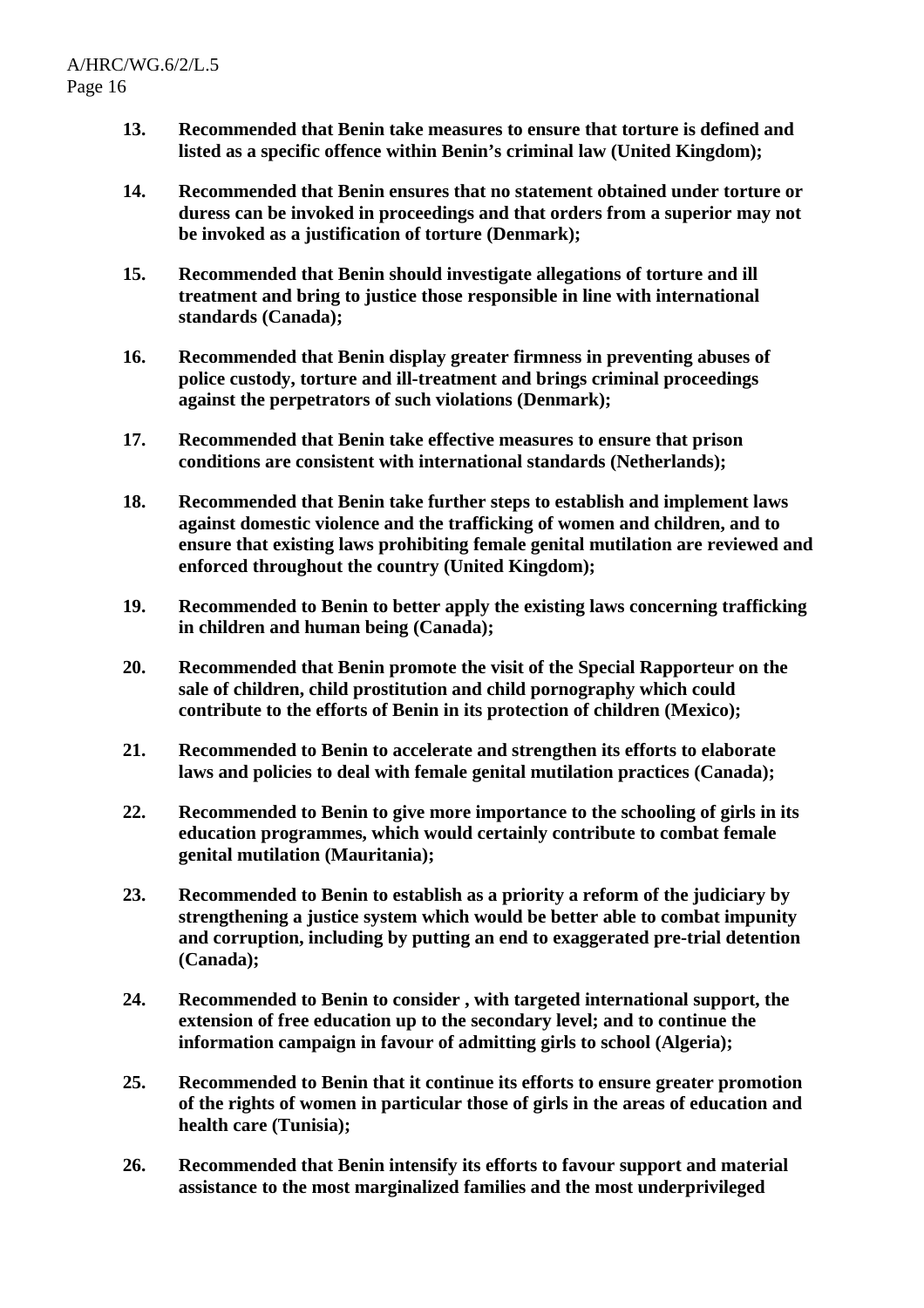13. **Recommended that Benin take measures to ensure that torture is defined and listed as a specific offence within Benin's criminal law (United Kingdom);**

14. **Recommended that Benin ensures that no statement obtained under torture or duress can be invoked in proceedings and that orders from a superior may not be invoked as a justification of torture (Denmark);**

15. **Recommended that Benin should investigate allegations of torture and ill treatment and bring to justice those responsible in line with international standards (Canada);**

16. **Recommended that Benin display greater firmness in preventing abuses of police custody, torture and ill-treatment and brings criminal proceedings against the perpetrators of such violations (Denmark);**

17. **Recommended that Benin take effective measures to ensure that prison conditions are consistent with international standards (Netherlands);**

18. **Recommended that Benin take further steps to establish and implement laws against domestic violence and the trafficking of women and children, and to ensure that existing laws prohibiting female genital mutilation are reviewed and enforced throughout the country (United Kingdom);**

19. **Recommended to Benin to better apply the existing laws concerning trafficking in children and human being (Canada);**

20. **Recommended that Benin promote the visit of the Special Rapporteur on the sale of children, child prostitution and child pornography which could contribute to the efforts of Benin in its protection of children (Mexico);**

21. **Recommended to Benin to accelerate and strengthen its efforts to elaborate laws and policies to deal with female genital mutilation practices (Canada);**

22. **Recommended to Benin to give more importance to the schooling of girls in its education programmes, which would certainly contribute to combat female genital mutilation (Mauritania);**

23. **Recommended to Benin to establish as a priority a reform of the judiciary by strengthening a justice system which would be better able to combat impunity and corruption, including by putting an end to exaggerated pre-trial detention (Canada);**

24. **Recommended to Benin to consider , with targeted international support, the extension of free education up to the secondary level; and to continue the information campaign in favour of admitting girls to school (Algeria);**

25. **Recommended to Benin that it continue its efforts to ensure greater promotion of the rights of women in particular those of girls in the areas of education and health care (Tunisia);**

26. **Recommended that Benin intensify its efforts to favour support and material assistance to the most marginalized families and the most underprivileged**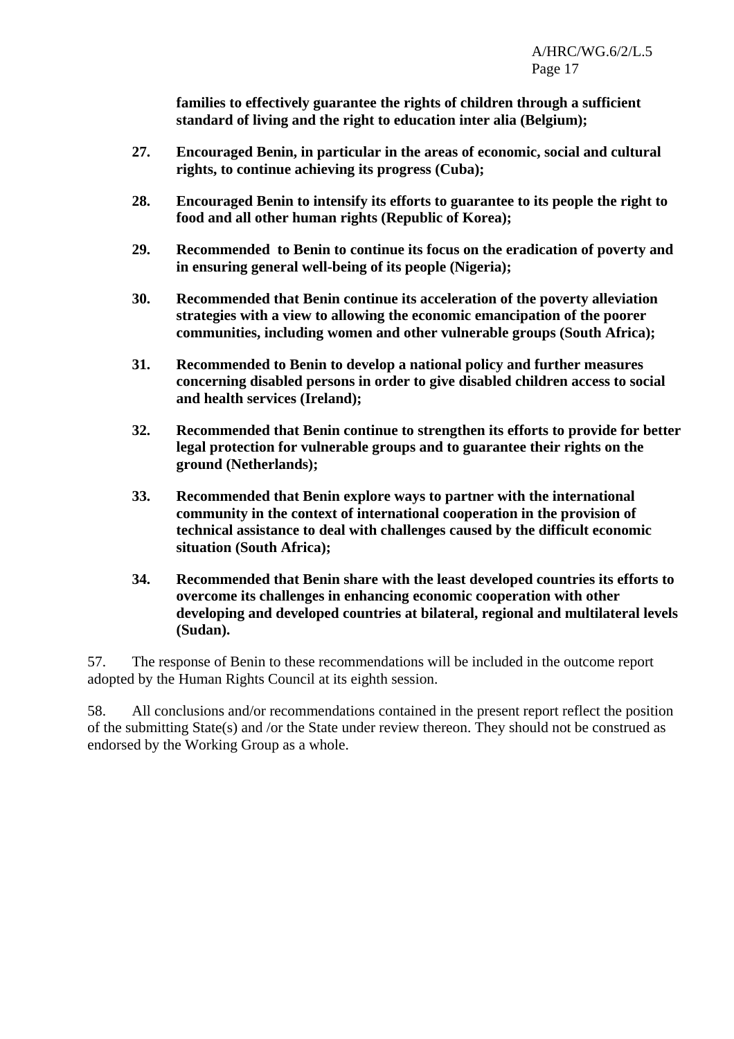**families to effectively guarantee the rights of children through a sufficient standard of living and the right to education inter alia (Belgium);**

**27. Encouraged Benin, in particular in the areas of economic, social and cultural rights, to continue achieving its progress (Cuba);**

**28. Encouraged Benin to intensify its efforts to guarantee to its people the right to food and all other human rights (Republic of Korea);**

**29. Recommended to Benin to continue its focus on the eradication of poverty and in ensuring general well-being of its people (Nigeria);**

**30. Recommended that Benin continue its acceleration of the poverty alleviation strategies with a view to allowing the economic emancipation of the poorer communities, including women and other vulnerable groups (South Africa);**

**31. Recommended to Benin to develop a national policy and further measures concerning disabled persons in order to give disabled children access to social and health services (Ireland);**

**32. Recommended that Benin continue to strengthen its efforts to provide for better legal protection for vulnerable groups and to guarantee their rights on the ground (Netherlands);**

**33. Recommended that Benin explore ways to partner with the international community in the context of international cooperation in the provision of technical assistance to deal with challenges caused by the difficult economic situation (South Africa);**

**34. Recommended that Benin share with the least developed countries its efforts to overcome its challenges in enhancing economic cooperation with other developing and developed countries at bilateral, regional and multilateral levels (Sudan).**

57. The response of Benin to these recommendations will be included in the outcome report adopted by the Human Rights Council at its eighth session.

58. All conclusions and/or recommendations contained in the present report reflect the position of the submitting State(s) and /or the State under review thereon. They should not be construed as endorsed by the Working Group as a whole.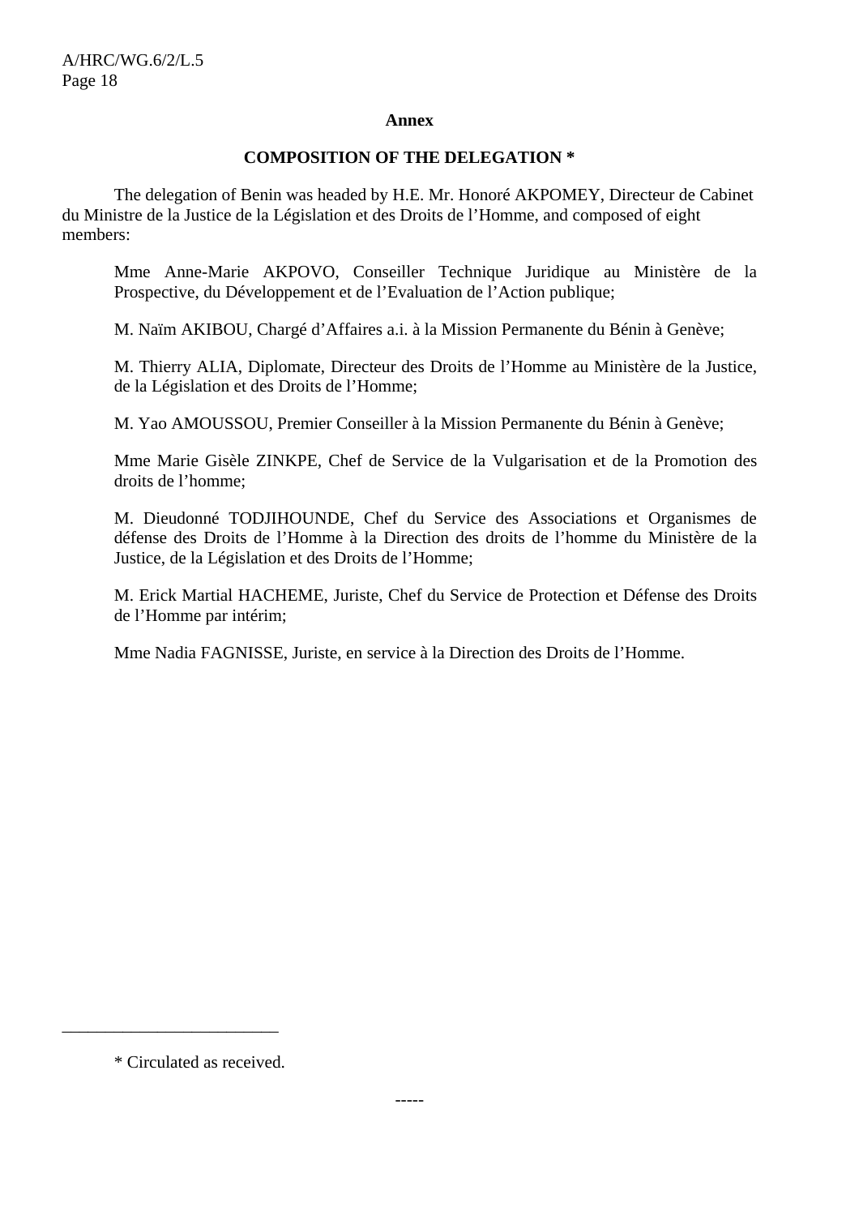**Annex**

**COMPOSITION OF THE DELEGATION \***

The delegation of Benin was headed by H.E. Mr. Honoré AKPOMEY, Directeur de Cabinet du Ministre de la Justice de la Législation et des Droits de l'Homme, and composed of eight members:

Mme Anne-Marie AKPOVO, Conseiller Technique Juridique au Ministère de la Prospective, du Développement et de l'Evaluation de l'Action publique;

M. Naïm AKIBOU, Chargé d'Affaires a.i. à la Mission Permanente du Bénin à Genève;

M. Thierry ALIA, Diplomate, Directeur des Droits de l'Homme au Ministère de la Justice, de la Législation et des Droits de l'Homme;

M. Yao AMOUSSOU, Premier Conseiller à la Mission Permanente du Bénin à Genève;

Mme Marie Gisèle ZINKPE, Chef de Service de la Vulgarisation et de la Promotion des droits de l'homme;

M. Dieudonné TODJIHOUNDE, Chef du Service des Associations et Organismes de défense des Droits de l'Homme à la Direction des droits de l'homme du Ministère de la Justice, de la Législation et des Droits de l'Homme;

M. Erick Martial HACHEME, Juriste, Chef du Service de Protection et Défense des Droits de l'Homme par intérim;

Mme Nadia FAGNISSE, Juriste, en service à la Direction des Droits de l'Homme.

---

\* Circulated as received.

-----